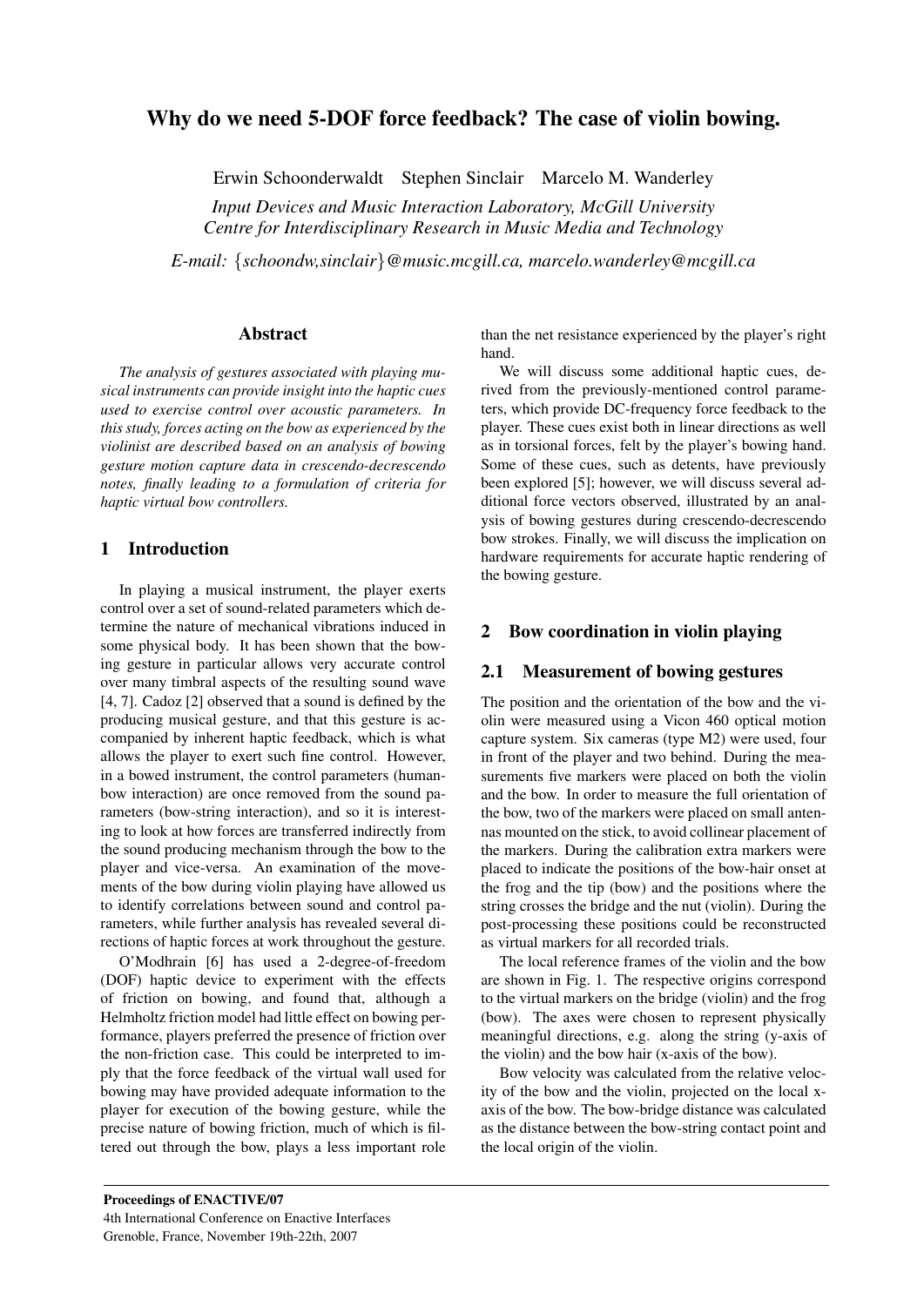# Why do we need 5-DOF force feedback? The case of violin bowing.

Erwin Schoonderwaldt Stephen Sinclair Marcelo M. Wanderley

*Input Devices and Music Interaction Laboratory, McGill University*
*Centre for Interdisciplinary Research in Music Media and Technology*

*E-mail: {schoondw,sinclair}@music.mcgill.ca, marcelo.wanderley@mcgill.ca*

## Abstract

*The analysis of gestures associated with playing musical instruments can provide insight into the haptic cues used to exercise control over acoustic parameters. In this study, forces acting on the bow as experienced by the violinist are described based on an analysis of bowing gesture motion capture data in crescendo-decrescendo notes, finally leading to a formulation of criteria for haptic virtual bow controllers.*

## 1 Introduction

In playing a musical instrument, the player exerts control over a set of sound-related parameters which determine the nature of mechanical vibrations induced in some physical body. It has been shown that the bowing gesture in particular allows very accurate control over many timbral aspects of the resulting sound wave [4, 7]. Cadoz [2] observed that a sound is defined by the producing musical gesture, and that this gesture is accompanied by inherent haptic feedback, which is what allows the player to exert such fine control. However, in a bowed instrument, the control parameters (human-bow interaction) are once removed from the sound parameters (bow-string interaction), and so it is interesting to look at how forces are transferred indirectly from the sound producing mechanism through the bow to the player and vice-versa. An examination of the movements of the bow during violin playing have allowed us to identify correlations between sound and control parameters, while further analysis has revealed several directions of haptic forces at work throughout the gesture.

O'Modhrain [6] has used a 2-degree-of-freedom (DOF) haptic device to experiment with the effects of friction on bowing, and found that, although a Helmholtz friction model had little effect on bowing performance, players preferred the presence of friction over the non-friction case. This could be interpreted to imply that the force feedback of the virtual wall used for bowing may have provided adequate information to the player for execution of the bowing gesture, while the precise nature of bowing friction, much of which is filtered out through the bow, plays a less important role than the net resistance experienced by the player's right hand.

We will discuss some additional haptic cues, derived from the previously-mentioned control parameters, which provide DC-frequency force feedback to the player. These cues exist both in linear directions as well as in torsional forces, felt by the player's bowing hand. Some of these cues, such as detents, have previously been explored [5]; however, we will discuss several additional force vectors observed, illustrated by an analysis of bowing gestures during crescendo-decrescendo bow strokes. Finally, we will discuss the implication on hardware requirements for accurate haptic rendering of the bowing gesture.

## 2 Bow coordination in violin playing

### 2.1 Measurement of bowing gestures

The position and the orientation of the bow and the violin were measured using a Vicon 460 optical motion capture system. Six cameras (type M2) were used, four in front of the player and two behind. During the measurements five markers were placed on both the violin and the bow. In order to measure the full orientation of the bow, two of the markers were placed on small antennas mounted on the stick, to avoid collinear placement of the markers. During the calibration extra markers were placed to indicate the positions of the bow-hair onset at the frog and the tip (bow) and the positions where the string crosses the bridge and the nut (violin). During the post-processing these positions could be reconstructed as virtual markers for all recorded trials.

The local reference frames of the violin and the bow are shown in Fig. 1. The respective origins correspond to the virtual markers on the bridge (violin) and the frog (bow). The axes were chosen to represent physically meaningful directions, e.g. along the string (y-axis of the violin) and the bow hair (x-axis of the bow).

Bow velocity was calculated from the relative velocity of the bow and the violin, projected on the local x-axis of the bow. The bow-bridge distance was calculated as the distance between the bow-string contact point and the local origin of the violin.

**Proceedings of ENACTIVE/07**
4th International Conference on Enactive Interfaces
Grenoble, France, November 19th-22th, 2007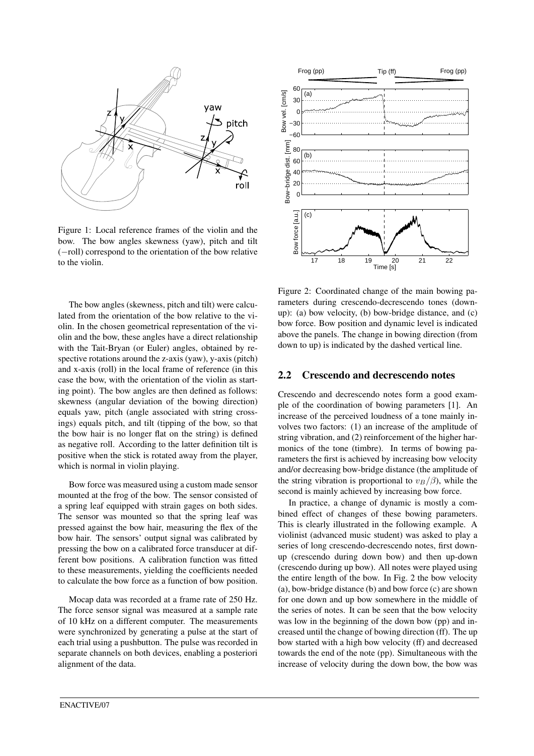Figure 1: Local reference frames of the violin and the bow. The bow angles skewness (yaw), pitch and tilt (−roll) correspond to the orientation of the bow relative to the violin.

The bow angles (skewness, pitch and tilt) were calculated from the orientation of the bow relative to the violin. In the chosen geometrical representation of the violin and the bow, these angles have a direct relationship with the Tait-Bryan (or Euler) angles, obtained by respective rotations around the z-axis (yaw), y-axis (pitch) and x-axis (roll) in the local frame of reference (in this case the bow, with the orientation of the violin as starting point). The bow angles are then defined as follows: skewness (angular deviation of the bowing direction) equals yaw, pitch (angle associated with string crossings) equals pitch, and tilt (tipping of the bow, so that the bow hair is no longer flat on the string) is defined as negative roll. According to the latter definition tilt is positive when the stick is rotated away from the player, which is normal in violin playing.

Bow force was measured using a custom made sensor mounted at the frog of the bow. The sensor consisted of a spring leaf equipped with strain gages on both sides. The sensor was mounted so that the spring leaf was pressed against the bow hair, measuring the flex of the bow hair. The sensors' output signal was calibrated by pressing the bow on a calibrated force transducer at different bow positions. A calibration function was fitted to these measurements, yielding the coefficients needed to calculate the bow force as a function of bow position.

Mocap data was recorded at a frame rate of 250 Hz. The force sensor signal was measured at a sample rate of 10 kHz on a different computer. The measurements were synchronized by generating a pulse at the start of each trial using a pushbutton. The pulse was recorded in separate channels on both devices, enabling a posteriori alignment of the data.

Figure 2: Coordinated change of the main bowing parameters during crescendo-decrescendo tones (down-up): (a) bow velocity, (b) bow-bridge distance, and (c) bow force. Bow position and dynamic level is indicated above the panels. The change in bowing direction (from down to up) is indicated by the dashed vertical line.

## 2.2 Crescendo and decrescendo notes

Crescendo and decrescendo notes form a good example of the coordination of bowing parameters [1]. An increase of the perceived loudness of a tone mainly involves two factors: (1) an increase of the amplitude of string vibration, and (2) reinforcement of the higher harmonics of the tone (timbre). In terms of bowing parameters the first is achieved by increasing bow velocity and/or decreasing bow-bridge distance (the amplitude of the string vibration is proportional to $v_B/\beta$), while the second is mainly achieved by increasing bow force.

In practice, a change of dynamic is mostly a combined effect of changes of these bowing parameters. This is clearly illustrated in the following example. A violinist (advanced music student) was asked to play a series of long crescendo-decrescendo notes, first down-up (crescendo during down bow) and then up-down (crescendo during up bow). All notes were played using the entire length of the bow. In Fig. 2 the bow velocity (a), bow-bridge distance (b) and bow force (c) are shown for one down and up bow somewhere in the middle of the series of notes. It can be seen that the bow velocity was low in the beginning of the down bow (pp) and increased until the change of bowing direction (ff). The up bow started with a high bow velocity (ff) and decreased towards the end of the note (pp). Simultaneous with the increase of velocity during the down bow, the bow was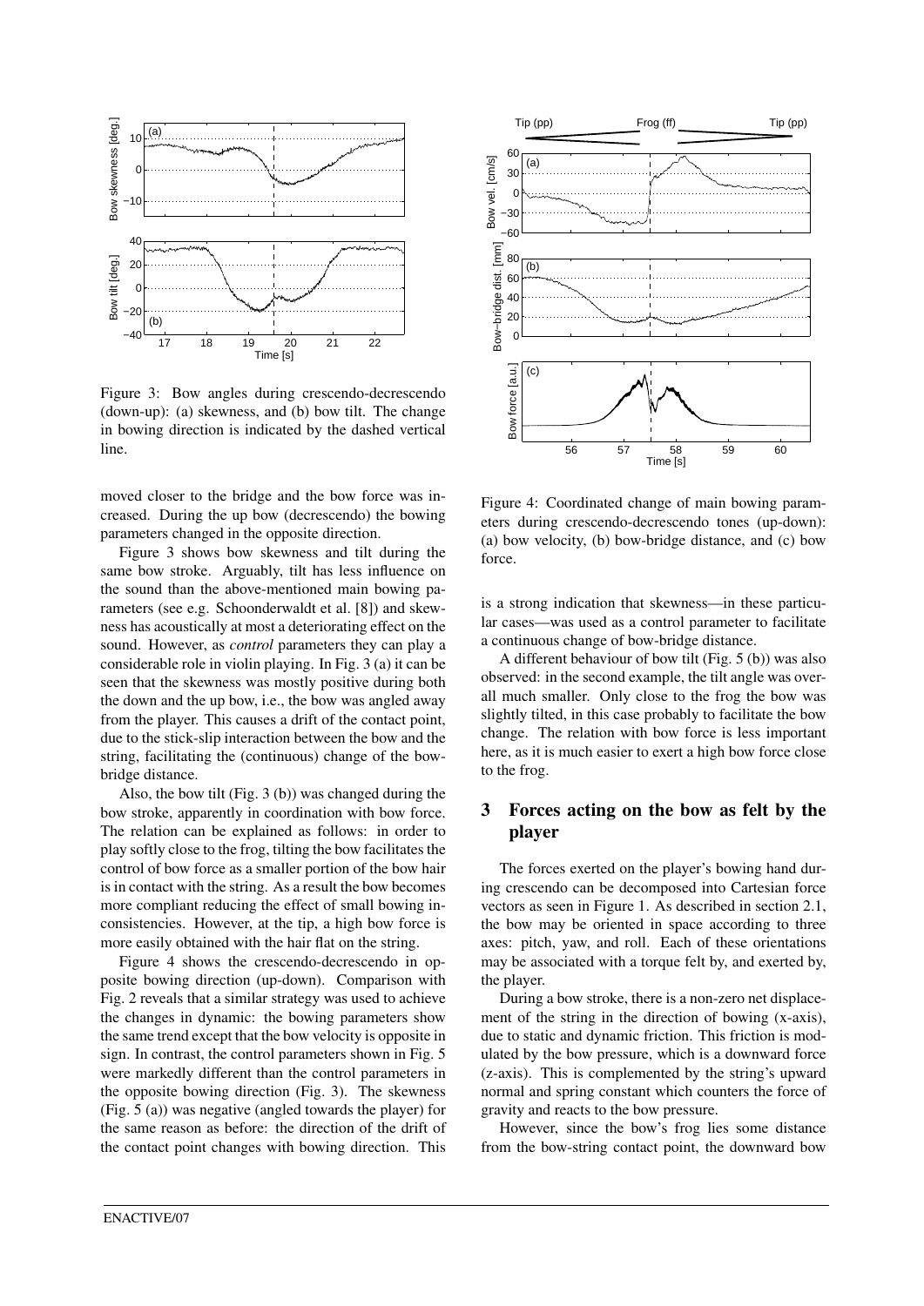Figure 3: Bow angles during crescendo-decrescendo (down-up): (a) skewness, and (b) bow tilt. The change in bowing direction is indicated by the dashed vertical line.

moved closer to the bridge and the bow force was increased. During the up bow (decrescendo) the bowing parameters changed in the opposite direction.

Figure 3 shows bow skewness and tilt during the same bow stroke. Arguably, tilt has less influence on the sound than the above-mentioned main bowing parameters (see e.g. Schoonderwaldt et al. [8]) and skewness has acoustically at most a deteriorating effect on the sound. However, as *control* parameters they can play a considerable role in violin playing. In Fig. 3 (a) it can be seen that the skewness was mostly positive during both the down and the up bow, i.e., the bow was angled away from the player. This causes a drift of the contact point, due to the stick-slip interaction between the bow and the string, facilitating the (continuous) change of the bow-bridge distance.

Also, the bow tilt (Fig. 3 (b)) was changed during the bow stroke, apparently in coordination with bow force. The relation can be explained as follows: in order to play softly close to the frog, tilting the bow facilitates the control of bow force as a smaller portion of the bow hair is in contact with the string. As a result the bow becomes more compliant reducing the effect of small bowing inconsistencies. However, at the tip, a high bow force is more easily obtained with the hair flat on the string.

Figure 4 shows the crescendo-decrescendo in opposite bowing direction (up-down). Comparison with Fig. 2 reveals that a similar strategy was used to achieve the changes in dynamic: the bowing parameters show the same trend except that the bow velocity is opposite in sign. In contrast, the control parameters shown in Fig. 5 were markedly different than the control parameters in the opposite bowing direction (Fig. 3). The skewness (Fig. 5 (a)) was negative (angled towards the player) for the same reason as before: the direction of the drift of the contact point changes with bowing direction. This is a strong indication that skewness—in these particular cases—was used as a control parameter to facilitate a continuous change of bow-bridge distance.

Figure 4: Coordinated change of main bowing parameters during crescendo-decrescendo tones (up-down): (a) bow velocity, (b) bow-bridge distance, and (c) bow force.

A different behaviour of bow tilt (Fig. 5 (b)) was also observed: in the second example, the tilt angle was overall much smaller. Only close to the frog the bow was slightly tilted, in this case probably to facilitate the bow change. The relation with bow force is less important here, as it is much easier to exert a high bow force close to the frog.

## 3 Forces acting on the bow as felt by the player

The forces exerted on the player's bowing hand during crescendo can be decomposed into Cartesian force vectors as seen in Figure 1. As described in section 2.1, the bow may be oriented in space according to three axes: pitch, yaw, and roll. Each of these orientations may be associated with a torque felt by, and exerted by, the player.

During a bow stroke, there is a non-zero net displacement of the string in the direction of bowing (x-axis), due to static and dynamic friction. This friction is modulated by the bow pressure, which is a downward force (z-axis). This is complemented by the string's upward normal and spring constant which counters the force of gravity and reacts to the bow pressure.

However, since the bow's frog lies some distance from the bow-string contact point, the downward bow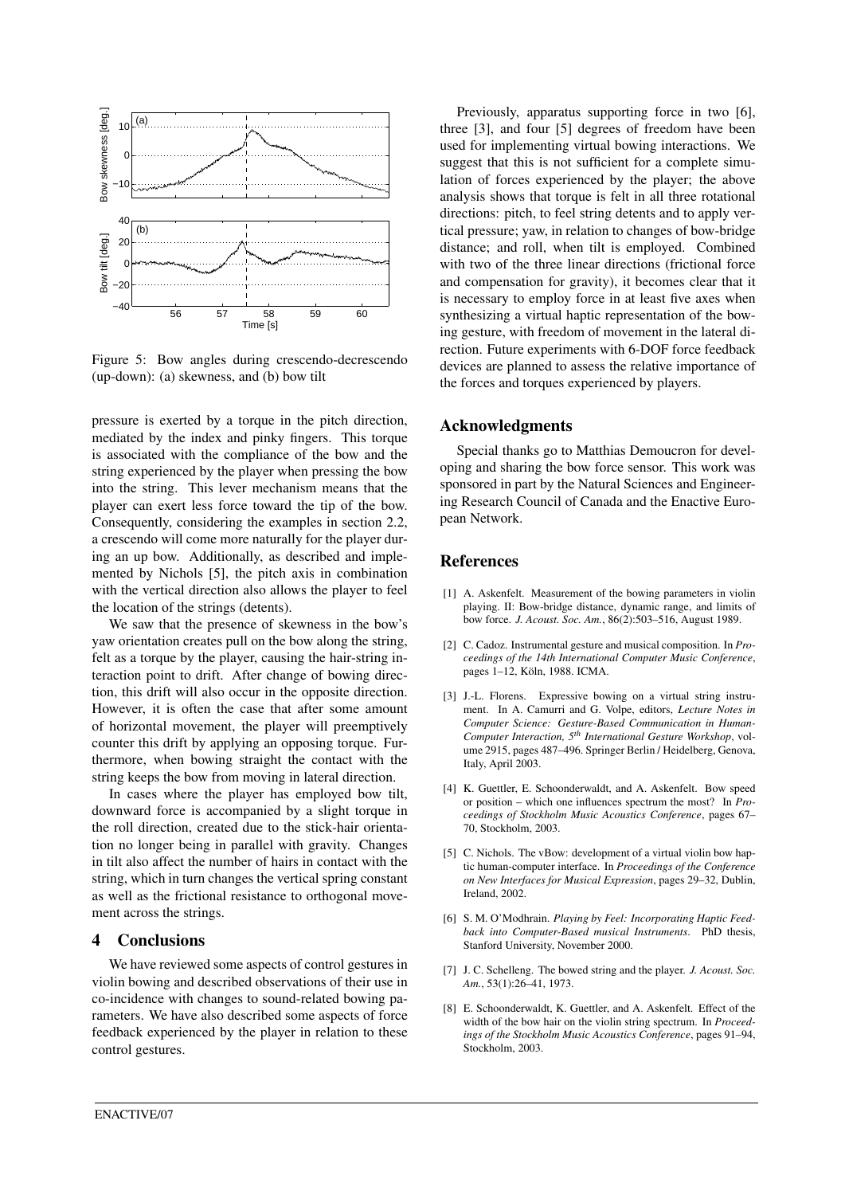(a)

Bow skewness [deg.]

10

0

−10

(b)

Bow tilt [deg.]

40

20

0

−20

−40

56 57 58 59 60

Time [s]

Figure 5: Bow angles during crescendo-decrescendo (up-down): (a) skewness, and (b) bow tilt

pressure is exerted by a torque in the pitch direction, mediated by the index and pinky fingers. This torque is associated with the compliance of the bow and the string experienced by the player when pressing the bow into the string. This lever mechanism means that the player can exert less force toward the tip of the bow. Consequently, considering the examples in section 2.2, a crescendo will come more naturally for the player during an up bow. Additionally, as described and implemented by Nichols [5], the pitch axis in combination with the vertical direction also allows the player to feel the location of the strings (detents).

We saw that the presence of skewness in the bow's yaw orientation creates pull on the bow along the string, felt as a torque by the player, causing the hair-string interaction point to drift. After change of bowing direction, this drift will also occur in the opposite direction. However, it is often the case that after some amount of horizontal movement, the player will preemptively counter this drift by applying an opposing torque. Furthermore, when bowing straight the contact with the string keeps the bow from moving in lateral direction.

In cases where the player has employed bow tilt, downward force is accompanied by a slight torque in the roll direction, created due to the stick-hair orientation no longer being in parallel with gravity. Changes in tilt also affect the number of hairs in contact with the string, which in turn changes the vertical spring constant as well as the frictional resistance to orthogonal movement across the strings.

## 4 Conclusions

We have reviewed some aspects of control gestures in violin bowing and described observations of their use in co-incidence with changes to sound-related bowing parameters. We have also described some aspects of force feedback experienced by the player in relation to these control gestures.

Previously, apparatus supporting force in two [6], three [3], and four [5] degrees of freedom have been used for implementing virtual bowing interactions. We suggest that this is not sufficient for a complete simulation of forces experienced by the player; the above analysis shows that torque is felt in all three rotational directions: pitch, to feel string detents and to apply vertical pressure; yaw, in relation to changes of bow-bridge distance; and roll, when tilt is employed. Combined with two of the three linear directions (frictional force and compensation for gravity), it becomes clear that it is necessary to employ force in at least five axes when synthesizing a virtual haptic representation of the bowing gesture, with freedom of movement in the lateral direction. Future experiments with 6-DOF force feedback devices are planned to assess the relative importance of the forces and torques experienced by players.

## Acknowledgments

Special thanks go to Matthias Demoucron for developing and sharing the bow force sensor. This work was sponsored in part by the Natural Sciences and Engineering Research Council of Canada and the Enactive European Network.

## References

[1] A. Askenfelt. Measurement of the bowing parameters in violin playing. II: Bow-bridge distance, dynamic range, and limits of bow force. *J. Acoust. Soc. Am.*, 86(2):503–516, August 1989.

[2] C. Cadoz. Instrumental gesture and musical composition. In *Proceedings of the 14th International Computer Music Conference*, pages 1–12, Köln, 1988. ICMA.

[3] J.-L. Florens. Expressive bowing on a virtual string instrument. In A. Camurri and G. Volpe, editors, *Lecture Notes in Computer Science: Gesture-Based Communication in Human-Computer Interaction, 5th International Gesture Workshop*, volume 2915, pages 487–496. Springer Berlin / Heidelberg, Genova, Italy, April 2003.

[4] K. Guettler, E. Schoonderwaldt, and A. Askenfelt. Bow speed or position – which one influences spectrum the most? In *Proceedings of Stockholm Music Acoustics Conference*, pages 67–70, Stockholm, 2003.

[5] C. Nichols. The vBow: development of a virtual violin bow haptic human-computer interface. In *Proceedings of the Conference on New Interfaces for Musical Expression*, pages 29–32, Dublin, Ireland, 2002.

[6] S. M. O'Modhrain. *Playing by Feel: Incorporating Haptic Feedback into Computer-Based musical Instruments*. PhD thesis, Stanford University, November 2000.

[7] J. C. Schelleng. The bowed string and the player. *J. Acoust. Soc. Am.*, 53(1):26–41, 1973.

[8] E. Schoonderwaldt, K. Guettler, and A. Askenfelt. Effect of the width of the bow hair on the violin string spectrum. In *Proceedings of the Stockholm Music Acoustics Conference*, pages 91–94, Stockholm, 2003.